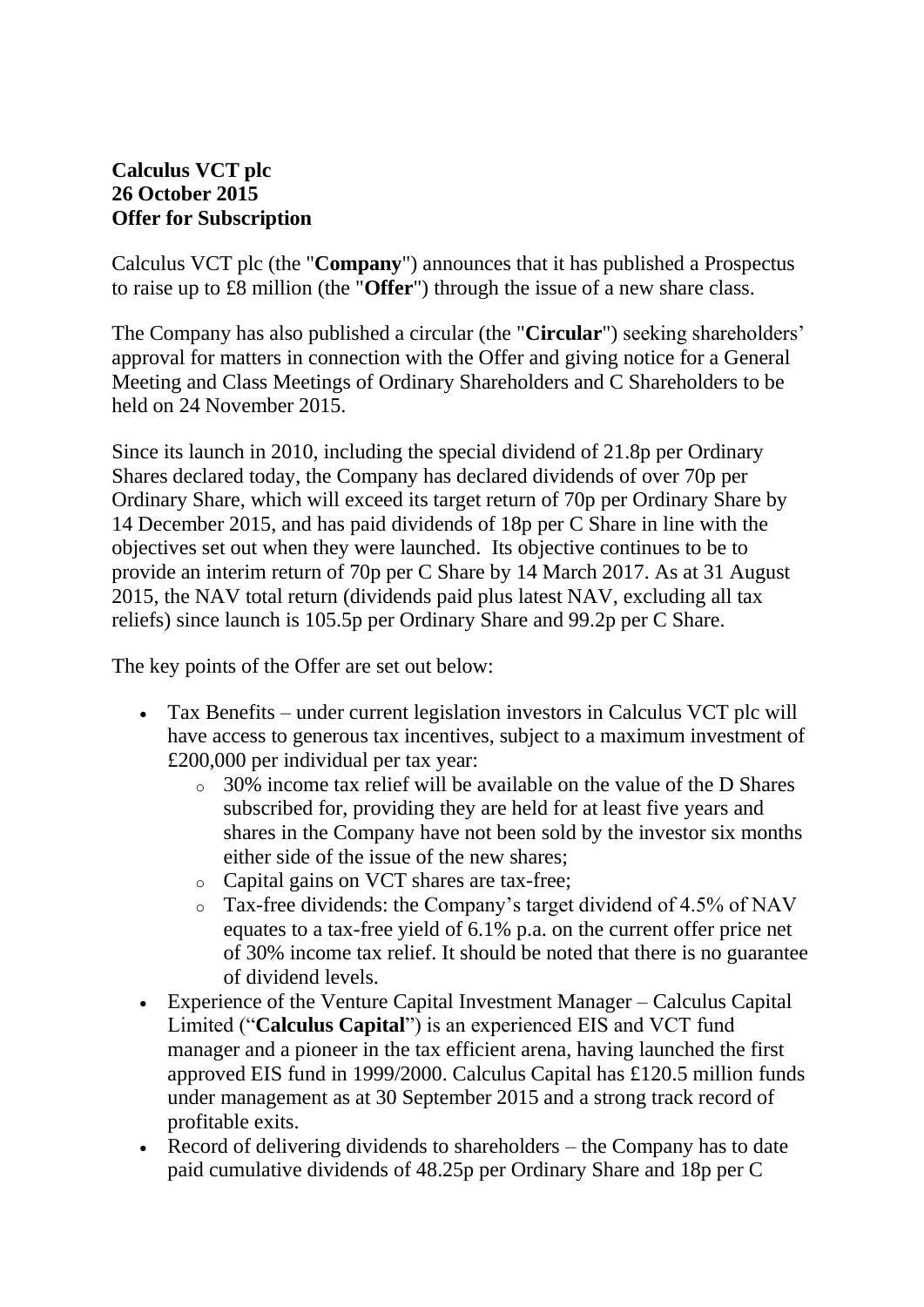**Calculus VCT plc**
**26 October 2015**
**Offer for Subscription**

Calculus VCT plc (the "**Company**") announces that it has published a Prospectus to raise up to £8 million (the "**Offer**") through the issue of a new share class.

The Company has also published a circular (the "**Circular**") seeking shareholders' approval for matters in connection with the Offer and giving notice for a General Meeting and Class Meetings of Ordinary Shareholders and C Shareholders to be held on 24 November 2015.

Since its launch in 2010, including the special dividend of 21.8p per Ordinary Shares declared today, the Company has declared dividends of over 70p per Ordinary Share, which will exceed its target return of 70p per Ordinary Share by 14 December 2015, and has paid dividends of 18p per C Share in line with the objectives set out when they were launched. Its objective continues to be to provide an interim return of 70p per C Share by 14 March 2017. As at 31 August 2015, the NAV total return (dividends paid plus latest NAV, excluding all tax reliefs) since launch is 105.5p per Ordinary Share and 99.2p per C Share.

The key points of the Offer are set out below:

- Tax Benefits – under current legislation investors in Calculus VCT plc will have access to generous tax incentives, subject to a maximum investment of £200,000 per individual per tax year:
  - 30% income tax relief will be available on the value of the D Shares subscribed for, providing they are held for at least five years and shares in the Company have not been sold by the investor six months either side of the issue of the new shares;
  - Capital gains on VCT shares are tax-free;
  - Tax-free dividends: the Company's target dividend of 4.5% of NAV equates to a tax-free yield of 6.1% p.a. on the current offer price net of 30% income tax relief. It should be noted that there is no guarantee of dividend levels.
- Experience of the Venture Capital Investment Manager – Calculus Capital Limited ("**Calculus Capital**") is an experienced EIS and VCT fund manager and a pioneer in the tax efficient arena, having launched the first approved EIS fund in 1999/2000. Calculus Capital has £120.5 million funds under management as at 30 September 2015 and a strong track record of profitable exits.
- Record of delivering dividends to shareholders – the Company has to date paid cumulative dividends of 48.25p per Ordinary Share and 18p per C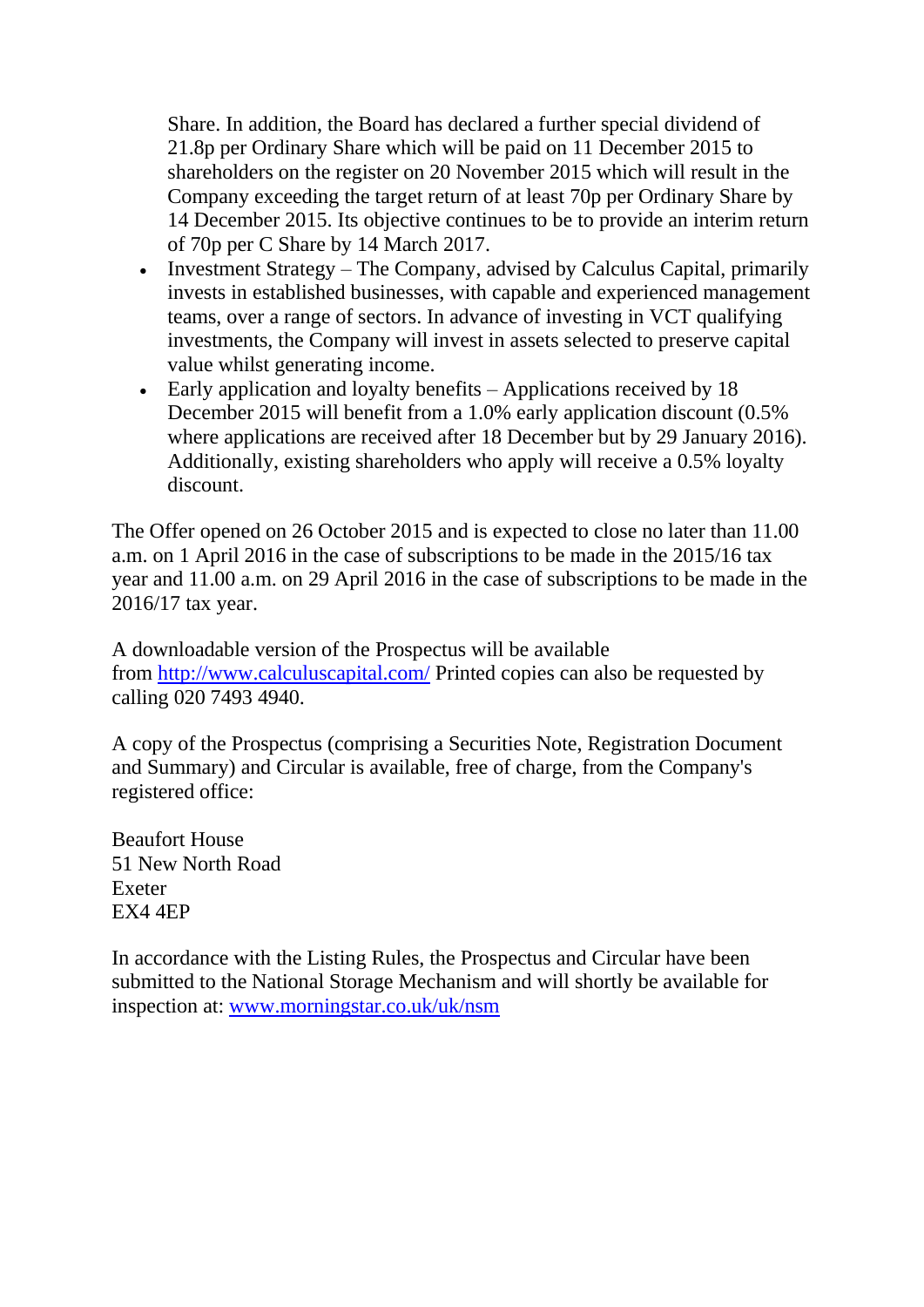Share. In addition, the Board has declared a further special dividend of 21.8p per Ordinary Share which will be paid on 11 December 2015 to shareholders on the register on 20 November 2015 which will result in the Company exceeding the target return of at least 70p per Ordinary Share by 14 December 2015. Its objective continues to be to provide an interim return of 70p per C Share by 14 March 2017.

- Investment Strategy – The Company, advised by Calculus Capital, primarily invests in established businesses, with capable and experienced management teams, over a range of sectors. In advance of investing in VCT qualifying investments, the Company will invest in assets selected to preserve capital value whilst generating income.
- Early application and loyalty benefits – Applications received by 18 December 2015 will benefit from a 1.0% early application discount (0.5% where applications are received after 18 December but by 29 January 2016). Additionally, existing shareholders who apply will receive a 0.5% loyalty discount.

The Offer opened on 26 October 2015 and is expected to close no later than 11.00 a.m. on 1 April 2016 in the case of subscriptions to be made in the 2015/16 tax year and 11.00 a.m. on 29 April 2016 in the case of subscriptions to be made in the 2016/17 tax year.

A downloadable version of the Prospectus will be available from http://www.calculuscapital.com/ Printed copies can also be requested by calling 020 7493 4940.

A copy of the Prospectus (comprising a Securities Note, Registration Document and Summary) and Circular is available, free of charge, from the Company's registered office:

Beaufort House
51 New North Road
Exeter
EX4 4EP

In accordance with the Listing Rules, the Prospectus and Circular have been submitted to the National Storage Mechanism and will shortly be available for inspection at: www.morningstar.co.uk/uk/nsm